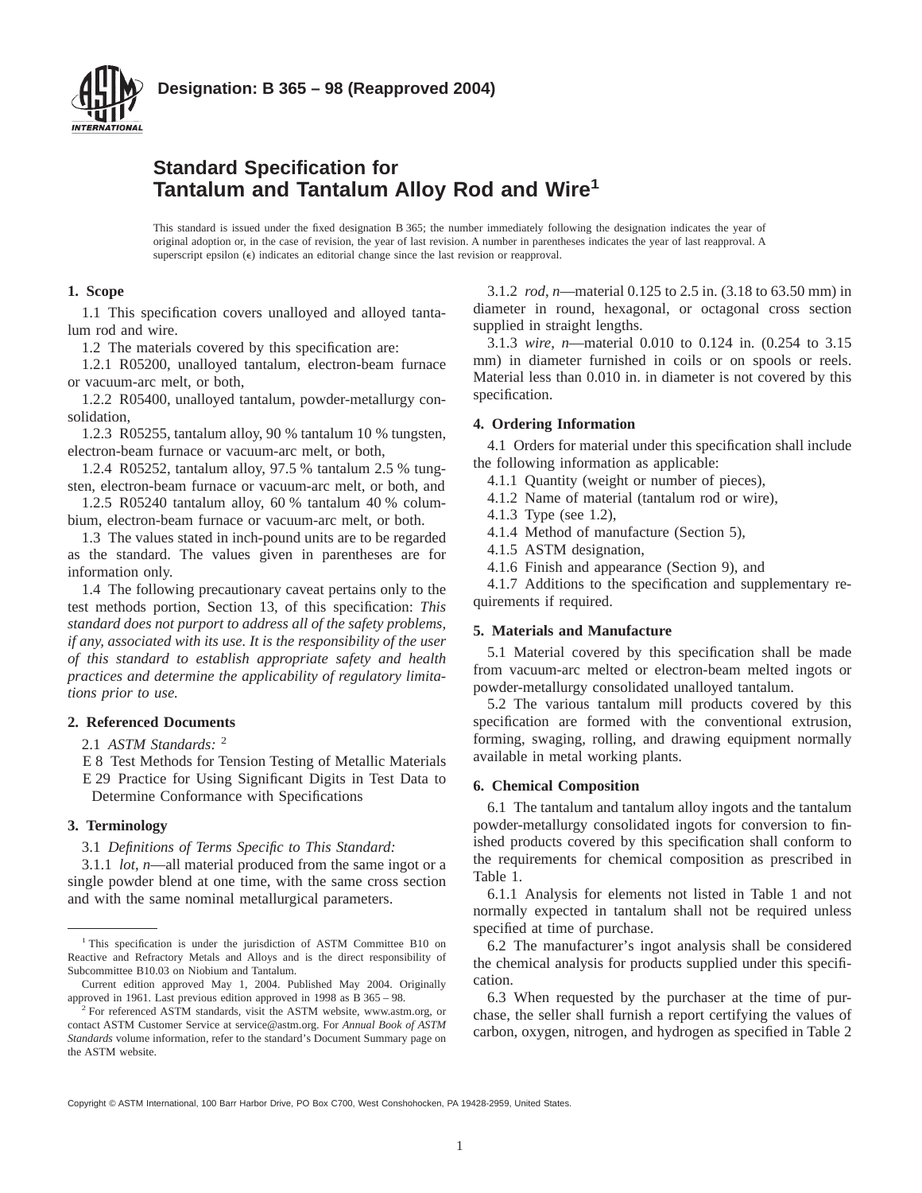**Designation: B 365 – 98 (Reapproved 2004)**

# Standard Specification for Tantalum and Tantalum Alloy Rod and Wire[1]

This standard is issued under the fixed designation B 365; the number immediately following the designation indicates the year of original adoption or, in the case of revision, the year of last revision. A number in parentheses indicates the year of last reapproval. A superscript epsilon (ε) indicates an editorial change since the last revision or reapproval.

## 1. Scope

1.1 This specification covers unalloyed and alloyed tantalum rod and wire.

1.2 The materials covered by this specification are:

1.2.1 R05200, unalloyed tantalum, electron-beam furnace or vacuum-arc melt, or both,

1.2.2 R05400, unalloyed tantalum, powder-metallurgy consolidation,

1.2.3 R05255, tantalum alloy, 90 % tantalum 10 % tungsten, electron-beam furnace or vacuum-arc melt, or both,

1.2.4 R05252, tantalum alloy, 97.5 % tantalum 2.5 % tungsten, electron-beam furnace or vacuum-arc melt, or both, and

1.2.5 R05240 tantalum alloy, 60 % tantalum 40 % columbium, electron-beam furnace or vacuum-arc melt, or both.

1.3 The values stated in inch-pound units are to be regarded as the standard. The values given in parentheses are for information only.

1.4 The following precautionary caveat pertains only to the test methods portion, Section 13, of this specification: *This standard does not purport to address all of the safety problems, if any, associated with its use. It is the responsibility of the user of this standard to establish appropriate safety and health practices and determine the applicability of regulatory limitations prior to use.*

## 2. Referenced Documents

2.1 *ASTM Standards:* [2]

E 8 Test Methods for Tension Testing of Metallic Materials

E 29 Practice for Using Significant Digits in Test Data to Determine Conformance with Specifications

## 3. Terminology

3.1 *Definitions of Terms Specific to This Standard:*

3.1.1 *lot, n*—all material produced from the same ingot or a single powder blend at one time, with the same cross section and with the same nominal metallurgical parameters.

3.1.2 *rod, n*—material 0.125 to 2.5 in. (3.18 to 63.50 mm) in diameter in round, hexagonal, or octagonal cross section supplied in straight lengths.

3.1.3 *wire, n*—material 0.010 to 0.124 in. (0.254 to 3.15 mm) in diameter furnished in coils or on spools or reels. Material less than 0.010 in. in diameter is not covered by this specification.

## 4. Ordering Information

4.1 Orders for material under this specification shall include the following information as applicable:

4.1.1 Quantity (weight or number of pieces),

4.1.2 Name of material (tantalum rod or wire),

4.1.3 Type (see 1.2),

4.1.4 Method of manufacture (Section 5),

4.1.5 ASTM designation,

4.1.6 Finish and appearance (Section 9), and

4.1.7 Additions to the specification and supplementary requirements if required.

## 5. Materials and Manufacture

5.1 Material covered by this specification shall be made from vacuum-arc melted or electron-beam melted ingots or powder-metallurgy consolidated unalloyed tantalum.

5.2 The various tantalum mill products covered by this specification are formed with the conventional extrusion, forming, swaging, rolling, and drawing equipment normally available in metal working plants.

## 6. Chemical Composition

6.1 The tantalum and tantalum alloy ingots and the tantalum powder-metallurgy consolidated ingots for conversion to finished products covered by this specification shall conform to the requirements for chemical composition as prescribed in Table 1.

6.1.1 Analysis for elements not listed in Table 1 and not normally expected in tantalum shall not be required unless specified at time of purchase.

6.2 The manufacturer's ingot analysis shall be considered the chemical analysis for products supplied under this specification.

6.3 When requested by the purchaser at the time of purchase, the seller shall furnish a report certifying the values of carbon, oxygen, nitrogen, and hydrogen as specified in Table 2

---

[1] This specification is under the jurisdiction of ASTM Committee B10 on Reactive and Refractory Metals and Alloys and is the direct responsibility of Subcommittee B10.03 on Niobium and Tantalum.

Current edition approved May 1, 2004. Published May 2004. Originally approved in 1961. Last previous edition approved in 1998 as B 365 – 98.

[2] For referenced ASTM standards, visit the ASTM website, www.astm.org, or contact ASTM Customer Service at service@astm.org. For *Annual Book of ASTM Standards* volume information, refer to the standard's Document Summary page on the ASTM website.

Copyright © ASTM International, 100 Barr Harbor Drive, PO Box C700, West Conshohocken, PA 19428-2959, United States.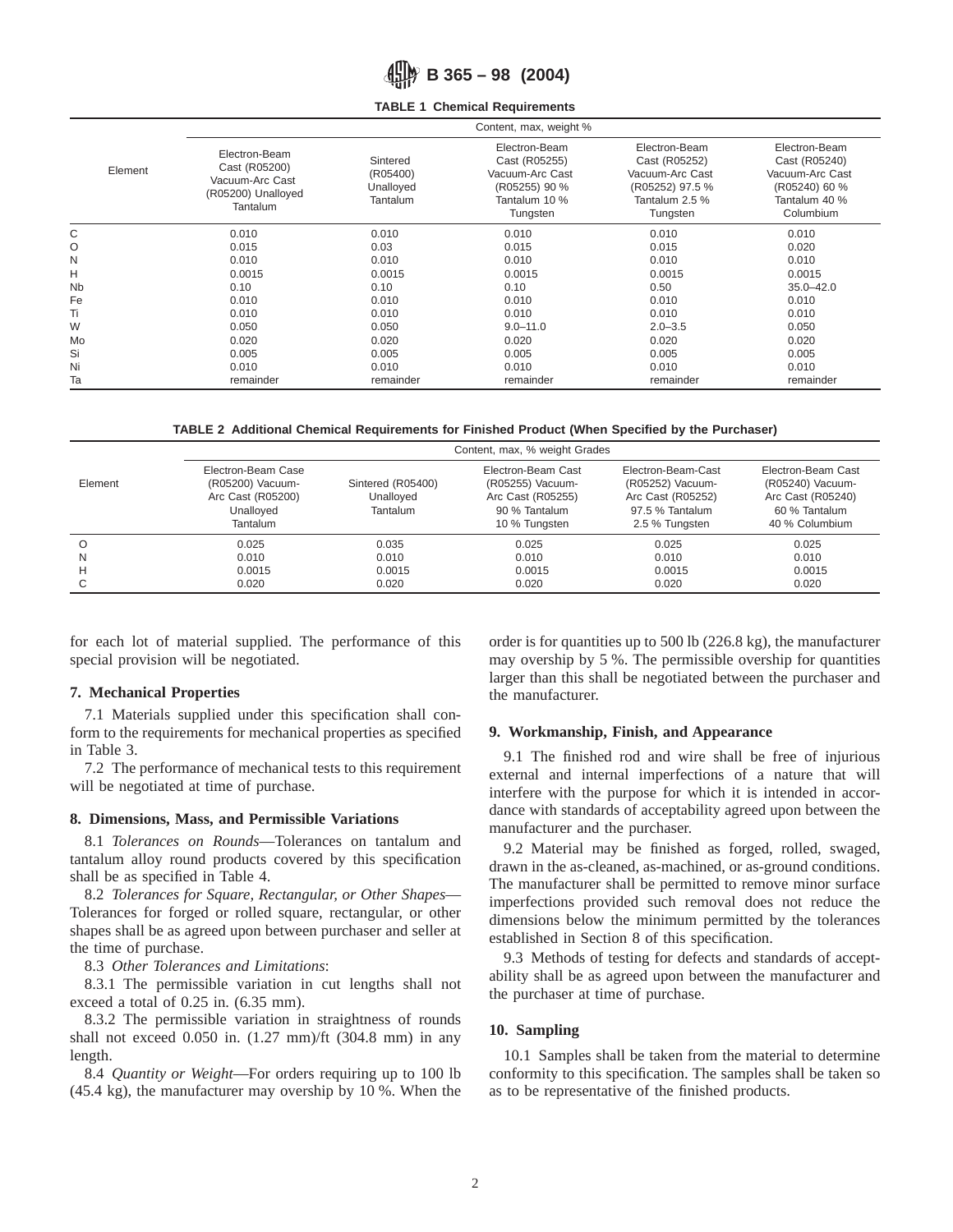**TABLE 1 Chemical Requirements**

| Element | Content, max, weight % | | | | |
|---|---|---|---|---|---|
| | Electron-Beam Cast (R05200) Vacuum-Arc Cast (R05200) Unalloyed Tantalum | Sintered (R05400) Unalloyed Tantalum | Electron-Beam Cast (R05255) Vacuum-Arc Cast (R05255) 90 % Tantalum 10 % Tungsten | Electron-Beam Cast (R05252) Vacuum-Arc Cast (R05252) 97.5 % Tantalum 2.5 % Tungsten | Electron-Beam Cast (R05240) Vacuum-Arc Cast (R05240) 60 % Tantalum 40 % Columbium |
| C | 0.010 | 0.010 | 0.010 | 0.010 | 0.010 |
| O | 0.015 | 0.03 | 0.015 | 0.015 | 0.020 |
| N | 0.010 | 0.010 | 0.010 | 0.010 | 0.010 |
| H | 0.0015 | 0.0015 | 0.0015 | 0.0015 | 0.0015 |
| Nb | 0.10 | 0.10 | 0.10 | 0.50 | 35.0–42.0 |
| Fe | 0.010 | 0.010 | 0.010 | 0.010 | 0.010 |
| Ti | 0.010 | 0.010 | 0.010 | 0.010 | 0.010 |
| W | 0.050 | 0.050 | 9.0–11.0 | 2.0–3.5 | 0.050 |
| Mo | 0.020 | 0.020 | 0.020 | 0.020 | 0.020 |
| Si | 0.005 | 0.005 | 0.005 | 0.005 | 0.005 |
| Ni | 0.010 | 0.010 | 0.010 | 0.010 | 0.010 |
| Ta | remainder | remainder | remainder | remainder | remainder |

**TABLE 2 Additional Chemical Requirements for Finished Product (When Specified by the Purchaser)**

| Element | Content, max, % weight Grades | | | | |
|---|---|---|---|---|---|
| | Electron-Beam Case (R05200) Vacuum-Arc Cast (R05200) Unalloyed Tantalum | Sintered (R05400) Unalloyed Tantalum | Electron-Beam Cast (R05255) Vacuum-Arc Cast (R05255) 90 % Tantalum 10 % Tungsten | Electron-Beam-Cast (R05252) Vacuum-Arc Cast (R05252) 97.5 % Tantalum 2.5 % Tungsten | Electron-Beam Cast (R05240) Vacuum-Arc Cast (R05240) 60 % Tantalum 40 % Columbium |
| O | 0.025 | 0.035 | 0.025 | 0.025 | 0.025 |
| N | 0.010 | 0.010 | 0.010 | 0.010 | 0.010 |
| H | 0.0015 | 0.0015 | 0.0015 | 0.0015 | 0.0015 |
| C | 0.020 | 0.020 | 0.020 | 0.020 | 0.020 |

for each lot of material supplied. The performance of this special provision will be negotiated.

## 7. Mechanical Properties

7.1 Materials supplied under this specification shall conform to the requirements for mechanical properties as specified in Table 3.

7.2 The performance of mechanical tests to this requirement will be negotiated at time of purchase.

## 8. Dimensions, Mass, and Permissible Variations

8.1 *Tolerances on Rounds*—Tolerances on tantalum and tantalum alloy round products covered by this specification shall be as specified in Table 4.

8.2 *Tolerances for Square, Rectangular, or Other Shapes*—Tolerances for forged or rolled square, rectangular, or other shapes shall be as agreed upon between purchaser and seller at the time of purchase.

8.3 *Other Tolerances and Limitations*:

8.3.1 The permissible variation in cut lengths shall not exceed a total of 0.25 in. (6.35 mm).

8.3.2 The permissible variation in straightness of rounds shall not exceed 0.050 in. (1.27 mm)/ft (304.8 mm) in any length.

8.4 *Quantity or Weight*—For orders requiring up to 100 lb (45.4 kg), the manufacturer may overship by 10 %. When the order is for quantities up to 500 lb (226.8 kg), the manufacturer may overship by 5 %. The permissible overship for quantities larger than this shall be negotiated between the purchaser and the manufacturer.

## 9. Workmanship, Finish, and Appearance

9.1 The finished rod and wire shall be free of injurious external and internal imperfections of a nature that will interfere with the purpose for which it is intended in accordance with standards of acceptability agreed upon between the manufacturer and the purchaser.

9.2 Material may be finished as forged, rolled, swaged, drawn in the as-cleaned, as-machined, or as-ground conditions. The manufacturer shall be permitted to remove minor surface imperfections provided such removal does not reduce the dimensions below the minimum permitted by the tolerances established in Section 8 of this specification.

9.3 Methods of testing for defects and standards of acceptability shall be as agreed upon between the manufacturer and the purchaser at time of purchase.

## 10. Sampling

10.1 Samples shall be taken from the material to determine conformity to this specification. The samples shall be taken so as to be representative of the finished products.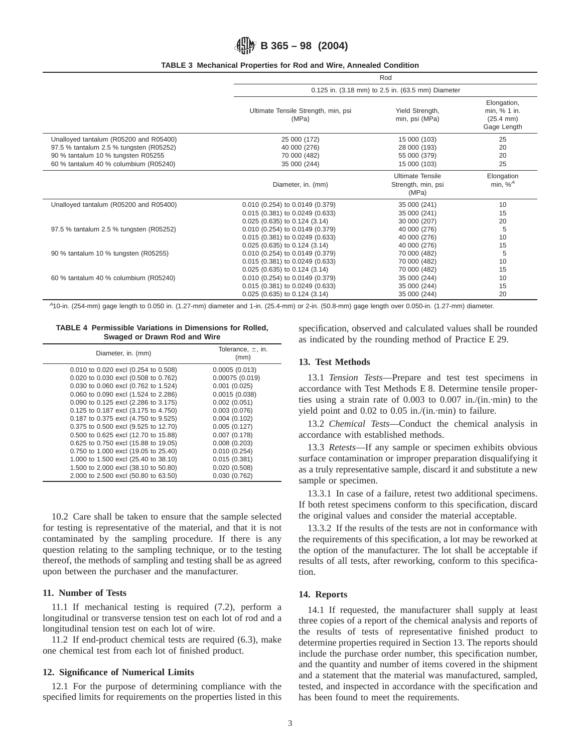**TABLE 3 Mechanical Properties for Rod and Wire, Annealed Condition**

| | Rod | | |
|---|---|---|---|
| | 0.125 in. (3.18 mm) to 2.5 in. (63.5 mm) Diameter | | |
| | Ultimate Tensile Strength, min, psi (MPa) | Yield Strength, min, psi (MPa) | Elongation, min, % 1 in. (25.4 mm) Gage Length |
| Unalloyed tantalum (R05200 and R05400) | 25 000 (172) | 15 000 (103) | 25 |
| 97.5 % tantalum 2.5 % tungsten (R05252) | 40 000 (276) | 28 000 (193) | 20 |
| 90 % tantalum 10 % tungsten R05255 | 70 000 (482) | 55 000 (379) | 20 |
| 60 % tantalum 40 % columbium (R05240) | 35 000 (244) | 15 000 (103) | 25 |
| | Diameter, in. (mm) | Ultimate Tensile Strength, min, psi (MPa) | Elongation min, %[A] |
| Unalloyed tantalum (R05200 and R05400) | 0.010 (0.254) to 0.0149 (0.379) | 35 000 (241) | 10 |
| | 0.015 (0.381) to 0.0249 (0.633) | 35 000 (241) | 15 |
| | 0.025 (0.635) to 0.124 (3.14) | 30 000 (207) | 20 |
| 97.5 % tantalum 2.5 % tungsten (R05252) | 0.010 (0.254) to 0.0149 (0.379) | 40 000 (276) | 5 |
| | 0.015 (0.381) to 0.0249 (0.633) | 40 000 (276) | 10 |
| | 0.025 (0.635) to 0.124 (3.14) | 40 000 (276) | 15 |
| 90 % tantalum 10 % tungsten (R05255) | 0.010 (0.254) to 0.0149 (0.379) | 70 000 (482) | 5 |
| | 0.015 (0.381) to 0.0249 (0.633) | 70 000 (482) | 10 |
| | 0.025 (0.635) to 0.124 (3.14) | 70 000 (482) | 15 |
| 60 % tantalum 40 % columbium (R05240) | 0.010 (0.254) to 0.0149 (0.379) | 35 000 (244) | 10 |
| | 0.015 (0.381) to 0.0249 (0.633) | 35 000 (244) | 15 |
| | 0.025 (0.635) to 0.124 (3.14) | 35 000 (244) | 20 |

[A] 10-in. (254-mm) gage length to 0.050 in. (1.27-mm) diameter and 1-in. (25.4-mm) or 2-in. (50.8-mm) gage length over 0.050-in. (1.27-mm) diameter.

**TABLE 4 Permissible Variations in Dimensions for Rolled, Swaged or Drawn Rod and Wire**

| Diameter, in. (mm) | Tolerance, ±, in. (mm) |
|---|---|
| 0.010 to 0.020 excl (0.254 to 0.508) | 0.0005 (0.013) |
| 0.020 to 0.030 excl (0.508 to 0.762) | 0.00075 (0.019) |
| 0.030 to 0.060 excl (0.762 to 1.524) | 0.001 (0.025) |
| 0.060 to 0.090 excl (1.524 to 2.286) | 0.0015 (0.038) |
| 0.090 to 0.125 excl (2.286 to 3.175) | 0.002 (0.051) |
| 0.125 to 0.187 excl (3.175 to 4.750) | 0.003 (0.076) |
| 0.187 to 0.375 excl (4.750 to 9.525) | 0.004 (0.102) |
| 0.375 to 0.500 excl (9.525 to 12.70) | 0.005 (0.127) |
| 0.500 to 0.625 excl (12.70 to 15.88) | 0.007 (0.178) |
| 0.625 to 0.750 excl (15.88 to 19.05) | 0.008 (0.203) |
| 0.750 to 1.000 excl (19.05 to 25.40) | 0.010 (0.254) |
| 1.000 to 1.500 excl (25.40 to 38.10) | 0.015 (0.381) |
| 1.500 to 2.000 excl (38.10 to 50.80) | 0.020 (0.508) |
| 2.000 to 2.500 excl (50.80 to 63.50) | 0.030 (0.762) |

10.2 Care shall be taken to ensure that the sample selected for testing is representative of the material, and that it is not contaminated by the sampling procedure. If there is any question relating to the sampling technique, or to the testing thereof, the methods of sampling and testing shall be as agreed upon between the purchaser and the manufacturer.

## 11. Number of Tests

11.1 If mechanical testing is required (7.2), perform a longitudinal or transverse tension test on each lot of rod and a longitudinal tension test on each lot of wire.

11.2 If end-product chemical tests are required (6.3), make one chemical test from each lot of finished product.

## 12. Significance of Numerical Limits

12.1 For the purpose of determining compliance with the specified limits for requirements on the properties listed in this specification, observed and calculated values shall be rounded as indicated by the rounding method of Practice E 29.

## 13. Test Methods

13.1 *Tension Tests*—Prepare and test test specimens in accordance with Test Methods E 8. Determine tensile properties using a strain rate of 0.003 to 0.007 in./(in.·min) to the yield point and 0.02 to 0.05 in./(in.·min) to failure.

13.2 *Chemical Tests*—Conduct the chemical analysis in accordance with established methods.

13.3 *Retests*—If any sample or specimen exhibits obvious surface contamination or improper preparation disqualifying it as a truly representative sample, discard it and substitute a new sample or specimen.

13.3.1 In case of a failure, retest two additional specimens. If both retest specimens conform to this specification, discard the original values and consider the material acceptable.

13.3.2 If the results of the tests are not in conformance with the requirements of this specification, a lot may be reworked at the option of the manufacturer. The lot shall be acceptable if results of all tests, after reworking, conform to this specification.

## 14. Reports

14.1 If requested, the manufacturer shall supply at least three copies of a report of the chemical analysis and reports of the results of tests of representative finished product to determine properties required in Section 13. The reports should include the purchase order number, this specification number, and the quantity and number of items covered in the shipment and a statement that the material was manufactured, sampled, tested, and inspected in accordance with the specification and has been found to meet the requirements.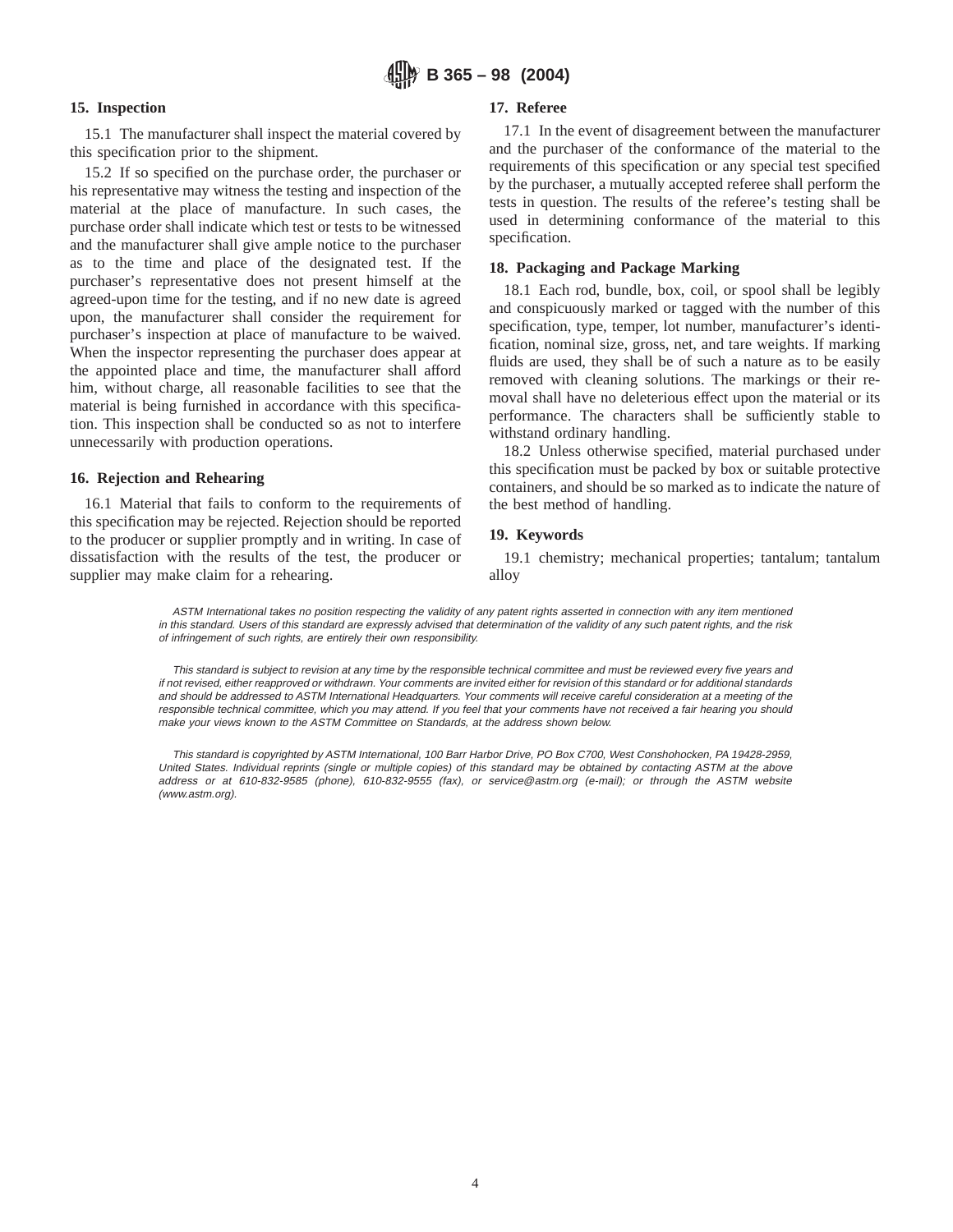## 15. Inspection

15.1 The manufacturer shall inspect the material covered by this specification prior to the shipment.

15.2 If so specified on the purchase order, the purchaser or his representative may witness the testing and inspection of the material at the place of manufacture. In such cases, the purchase order shall indicate which test or tests to be witnessed and the manufacturer shall give ample notice to the purchaser as to the time and place of the designated test. If the purchaser's representative does not present himself at the agreed-upon time for the testing, and if no new date is agreed upon, the manufacturer shall consider the requirement for purchaser's inspection at place of manufacture to be waived. When the inspector representing the purchaser does appear at the appointed place and time, the manufacturer shall afford him, without charge, all reasonable facilities to see that the material is being furnished in accordance with this specification. This inspection shall be conducted so as not to interfere unnecessarily with production operations.

## 16. Rejection and Rehearing

16.1 Material that fails to conform to the requirements of this specification may be rejected. Rejection should be reported to the producer or supplier promptly and in writing. In case of dissatisfaction with the results of the test, the producer or supplier may make claim for a rehearing.

## 17. Referee

17.1 In the event of disagreement between the manufacturer and the purchaser of the conformance of the material to the requirements of this specification or any special test specified by the purchaser, a mutually accepted referee shall perform the tests in question. The results of the referee's testing shall be used in determining conformance of the material to this specification.

## 18. Packaging and Package Marking

18.1 Each rod, bundle, box, coil, or spool shall be legibly and conspicuously marked or tagged with the number of this specification, type, temper, lot number, manufacturer's identification, nominal size, gross, net, and tare weights. If marking fluids are used, they shall be of such a nature as to be easily removed with cleaning solutions. The markings or their removal shall have no deleterious effect upon the material or its performance. The characters shall be sufficiently stable to withstand ordinary handling.

18.2 Unless otherwise specified, material purchased under this specification must be packed by box or suitable protective containers, and should be so marked as to indicate the nature of the best method of handling.

## 19. Keywords

19.1 chemistry; mechanical properties; tantalum; tantalum alloy

*ASTM International takes no position respecting the validity of any patent rights asserted in connection with any item mentioned in this standard. Users of this standard are expressly advised that determination of the validity of any such patent rights, and the risk of infringement of such rights, are entirely their own responsibility.*

*This standard is subject to revision at any time by the responsible technical committee and must be reviewed every five years and if not revised, either reapproved or withdrawn. Your comments are invited either for revision of this standard or for additional standards and should be addressed to ASTM International Headquarters. Your comments will receive careful consideration at a meeting of the responsible technical committee, which you may attend. If you feel that your comments have not received a fair hearing you should make your views known to the ASTM Committee on Standards, at the address shown below.*

*This standard is copyrighted by ASTM International, 100 Barr Harbor Drive, PO Box C700, West Conshohocken, PA 19428-2959, United States. Individual reprints (single or multiple copies) of this standard may be obtained by contacting ASTM at the above address or at 610-832-9585 (phone), 610-832-9555 (fax), or service@astm.org (e-mail); or through the ASTM website (www.astm.org).*